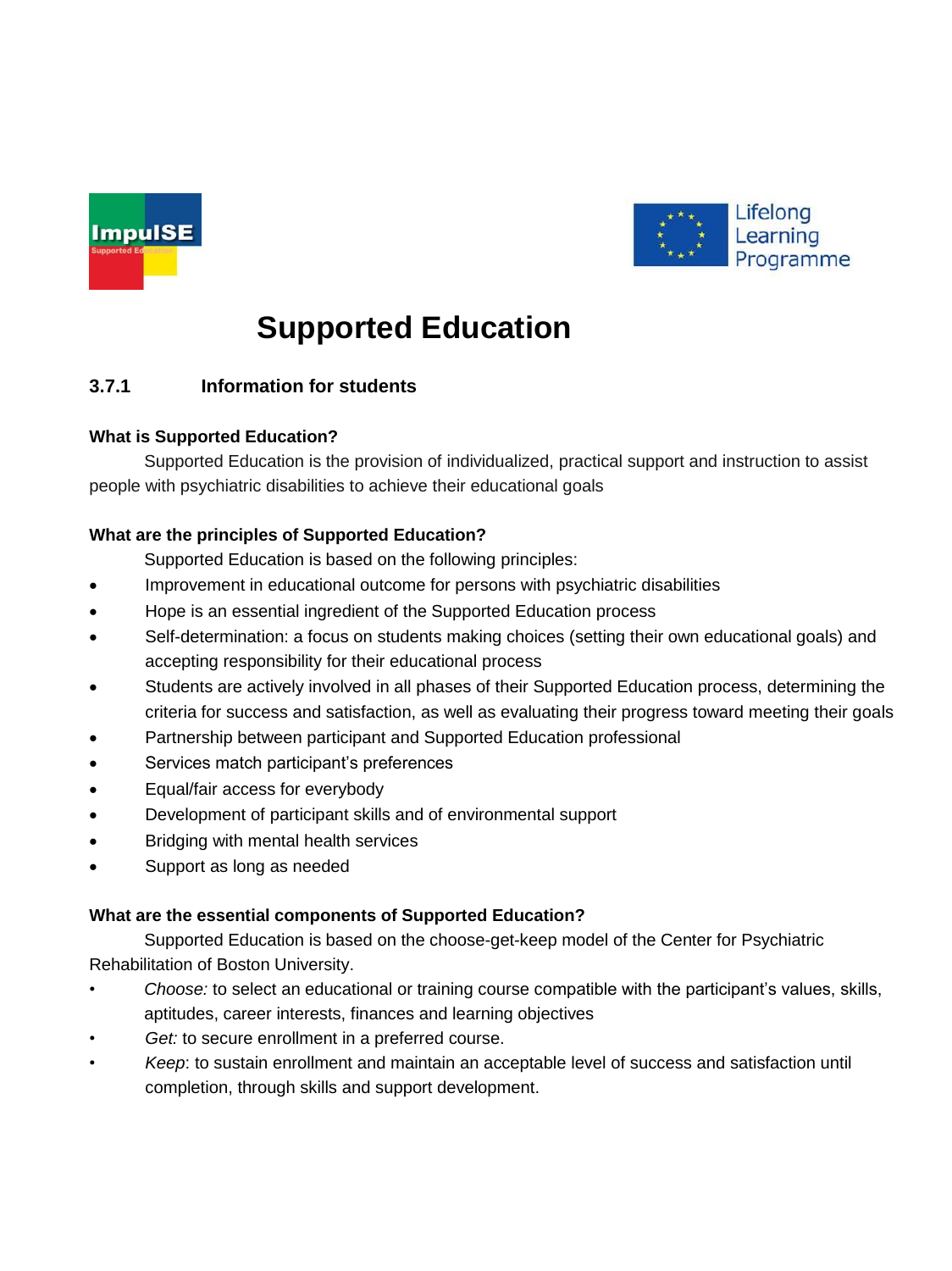# Supported Education

## 3.7.1 Information for students

**What is Supported Education?**

Supported Education is the provision of individualized, practical support and instruction to assist people with psychiatric disabilities to achieve their educational goals

**What are the principles of Supported Education?**

Supported Education is based on the following principles:

- Improvement in educational outcome for persons with psychiatric disabilities
- Hope is an essential ingredient of the Supported Education process
- Self-determination: a focus on students making choices (setting their own educational goals) and accepting responsibility for their educational process
- Students are actively involved in all phases of their Supported Education process, determining the criteria for success and satisfaction, as well as evaluating their progress toward meeting their goals
- Partnership between participant and Supported Education professional
- Services match participant's preferences
- Equal/fair access for everybody
- Development of participant skills and of environmental support
- Bridging with mental health services
- Support as long as needed

**What are the essential components of Supported Education?**

Supported Education is based on the choose-get-keep model of the Center for Psychiatric Rehabilitation of Boston University.

- *Choose:* to select an educational or training course compatible with the participant's values, skills, aptitudes, career interests, finances and learning objectives
- *Get:* to secure enrollment in a preferred course.
- *Keep*: to sustain enrollment and maintain an acceptable level of success and satisfaction until completion, through skills and support development.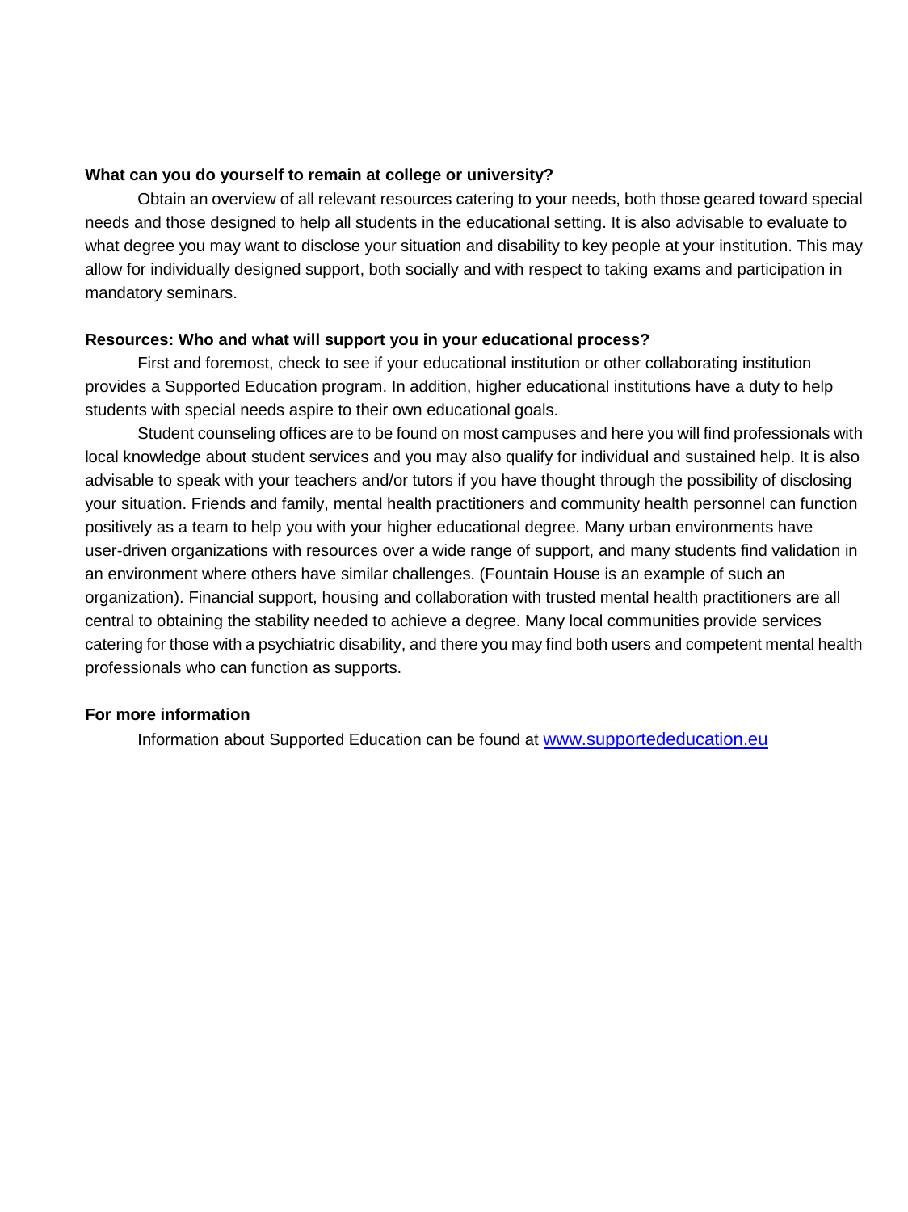**What can you do yourself to remain at college or university?**

Obtain an overview of all relevant resources catering to your needs, both those geared toward special needs and those designed to help all students in the educational setting. It is also advisable to evaluate to what degree you may want to disclose your situation and disability to key people at your institution. This may allow for individually designed support, both socially and with respect to taking exams and participation in mandatory seminars.

**Resources: Who and what will support you in your educational process?**

First and foremost, check to see if your educational institution or other collaborating institution provides a Supported Education program. In addition, higher educational institutions have a duty to help students with special needs aspire to their own educational goals.

Student counseling offices are to be found on most campuses and here you will find professionals with local knowledge about student services and you may also qualify for individual and sustained help. It is also advisable to speak with your teachers and/or tutors if you have thought through the possibility of disclosing your situation. Friends and family, mental health practitioners and community health personnel can function positively as a team to help you with your higher educational degree. Many urban environments have user-driven organizations with resources over a wide range of support, and many students find validation in an environment where others have similar challenges. (Fountain House is an example of such an organization). Financial support, housing and collaboration with trusted mental health practitioners are all central to obtaining the stability needed to achieve a degree. Many local communities provide services catering for those with a psychiatric disability, and there you may find both users and competent mental health professionals who can function as supports.

**For more information**

Information about Supported Education can be found at [www.supportededucation.eu](http://www.supportededucation.eu)